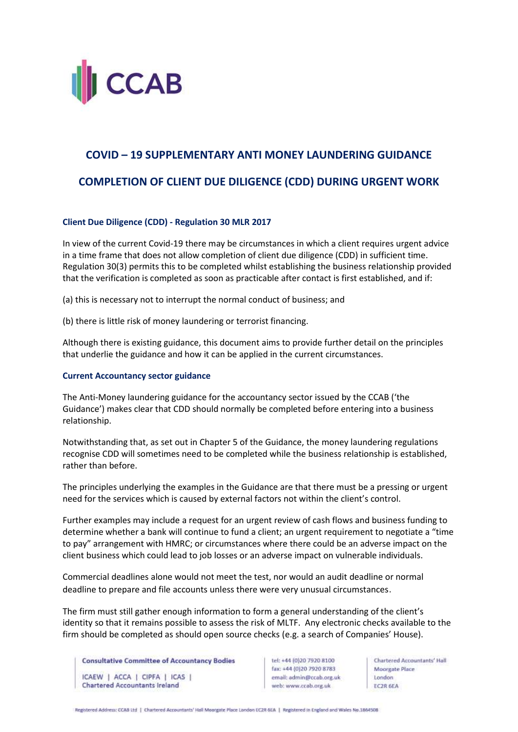# COVID – 19 SUPPLEMENTARY ANTI MONEY LAUNDERING GUIDANCE

# COMPLETION OF CLIENT DUE DILIGENCE (CDD) DURING URGENT WORK

## Client Due Diligence (CDD) - Regulation 30 MLR 2017

In view of the current Covid-19 there may be circumstances in which a client requires urgent advice in a time frame that does not allow completion of client due diligence (CDD) in sufficient time. Regulation 30(3) permits this to be completed whilst establishing the business relationship provided that the verification is completed as soon as practicable after contact is first established, and if:

(a) this is necessary not to interrupt the normal conduct of business; and

(b) there is little risk of money laundering or terrorist financing.

Although there is existing guidance, this document aims to provide further detail on the principles that underlie the guidance and how it can be applied in the current circumstances.

## Current Accountancy sector guidance

The Anti-Money laundering guidance for the accountancy sector issued by the CCAB ('the Guidance') makes clear that CDD should normally be completed before entering into a business relationship.

Notwithstanding that, as set out in Chapter 5 of the Guidance, the money laundering regulations recognise CDD will sometimes need to be completed while the business relationship is established, rather than before.

The principles underlying the examples in the Guidance are that there must be a pressing or urgent need for the services which is caused by external factors not within the client's control.

Further examples may include a request for an urgent review of cash flows and business funding to determine whether a bank will continue to fund a client; an urgent requirement to negotiate a "time to pay" arrangement with HMRC; or circumstances where there could be an adverse impact on the client business which could lead to job losses or an adverse impact on vulnerable individuals.

Commercial deadlines alone would not meet the test, nor would an audit deadline or normal deadline to prepare and file accounts unless there were very unusual circumstances.

The firm must still gather enough information to form a general understanding of the client's identity so that it remains possible to assess the risk of MLTF. Any electronic checks available to the firm should be completed as should open source checks (e.g. a search of Companies' House).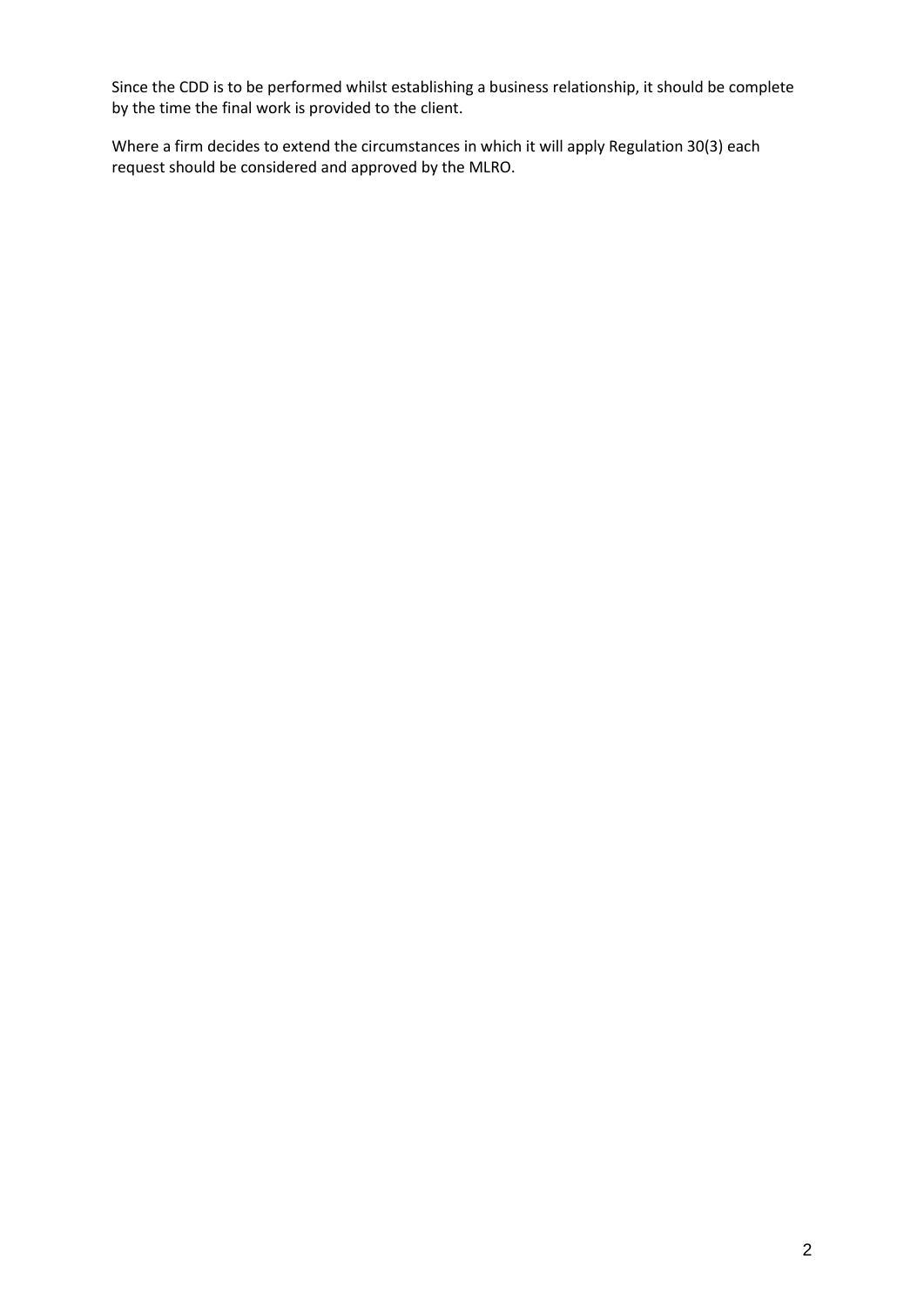Since the CDD is to be performed whilst establishing a business relationship, it should be complete by the time the final work is provided to the client.

Where a firm decides to extend the circumstances in which it will apply Regulation 30(3) each request should be considered and approved by the MLRO.